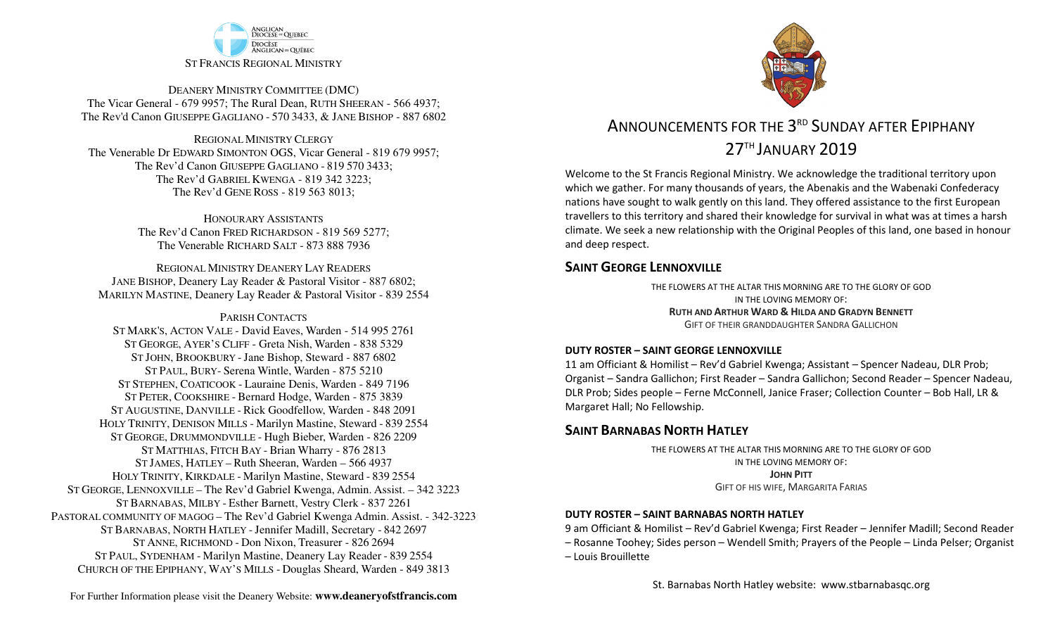ANGLICAN DIOCESE OF QUEBEC
DIOCÈSE ANGLICAN DU QUÉBEC

ST FRANCIS REGIONAL MINISTRY

DEANERY MINISTRY COMMITTEE (DMC)
The Vicar General - 679 9957; The Rural Dean, RUTH SHEERAN - 566 4937;
The Rev'd Canon GIUSEPPE GAGLIANO - 570 3433, & JANE BISHOP - 887 6802

REGIONAL MINISTRY CLERGY
The Venerable Dr EDWARD SIMONTON OGS, Vicar General - 819 679 9957;
The Rev'd Canon GIUSEPPE GAGLIANO - 819 570 3433;
The Rev'd GABRIEL KWENGA - 819 342 3223;
The Rev'd GENE ROSS - 819 563 8013;

HONOURARY ASSISTANTS
The Rev'd Canon FRED RICHARDSON - 819 569 5277;
The Venerable RICHARD SALT - 873 888 7936

REGIONAL MINISTRY DEANERY LAY READERS
JANE BISHOP, Deanery Lay Reader & Pastoral Visitor - 887 6802;
MARILYN MASTINE, Deanery Lay Reader & Pastoral Visitor - 839 2554

PARISH CONTACTS
ST MARK'S, ACTON VALE - David Eaves, Warden - 514 995 2761
ST GEORGE, AYER'S CLIFF - Greta Nish, Warden - 838 5329
ST JOHN, BROOKBURY - Jane Bishop, Steward - 887 6802
ST PAUL, BURY- Serena Wintle, Warden - 875 5210
ST STEPHEN, COATICOOK - Lauraine Denis, Warden - 849 7196
ST PETER, COOKSHIRE - Bernard Hodge, Warden - 875 3839
ST AUGUSTINE, DANVILLE - Rick Goodfellow, Warden - 848 2091
HOLY TRINITY, DENISON MILLS - Marilyn Mastine, Steward - 839 2554
ST GEORGE, DRUMMONDVILLE - Hugh Bieber, Warden - 826 2209
ST MATTHIAS, FITCH BAY - Brian Wharry - 876 2813
ST JAMES, HATLEY – Ruth Sheeran, Warden – 566 4937
HOLY TRINITY, KIRKDALE - Marilyn Mastine, Steward - 839 2554
ST GEORGE, LENNOXVILLE – The Rev'd Gabriel Kwenga, Admin. Assist. – 342 3223
ST BARNABAS, MILBY - Esther Barnett, Vestry Clerk - 837 2261
PASTORAL COMMUNITY OF MAGOG – The Rev'd Gabriel Kwenga Admin. Assist. - 342-3223
ST BARNABAS, NORTH HATLEY - Jennifer Madill, Secretary - 842 2697
ST ANNE, RICHMOND - Don Nixon, Treasurer - 826 2694
ST PAUL, SYDENHAM - Marilyn Mastine, Deanery Lay Reader - 839 2554
CHURCH OF THE EPIPHANY, WAY'S MILLS - Douglas Sheard, Warden - 849 3813

For Further Information please visit the Deanery Website: **www.deaneryofstfrancis.com**

# ANNOUNCEMENTS FOR THE 3RD SUNDAY AFTER EPIPHANY 27TH JANUARY 2019

Welcome to the St Francis Regional Ministry. We acknowledge the traditional territory upon which we gather. For many thousands of years, the Abenakis and the Wabenaki Confederacy nations have sought to walk gently on this land. They offered assistance to the first European travellers to this territory and shared their knowledge for survival in what was at times a harsh climate. We seek a new relationship with the Original Peoples of this land, one based in honour and deep respect.

## SAINT GEORGE LENNOXVILLE

THE FLOWERS AT THE ALTAR THIS MORNING ARE TO THE GLORY OF GOD
IN THE LOVING MEMORY OF:
**RUTH AND ARTHUR WARD & HILDA AND GRADYN BENNETT**
GIFT OF THEIR GRANDDAUGHTER SANDRA GALLICHON

### DUTY ROSTER – SAINT GEORGE LENNOXVILLE

11 am Officiant & Homilist – Rev'd Gabriel Kwenga; Assistant – Spencer Nadeau, DLR Prob; Organist – Sandra Gallichon; First Reader – Sandra Gallichon; Second Reader – Spencer Nadeau, DLR Prob; Sides people – Ferne McConnell, Janice Fraser; Collection Counter – Bob Hall, LR & Margaret Hall; No Fellowship.

## SAINT BARNABAS NORTH HATLEY

THE FLOWERS AT THE ALTAR THIS MORNING ARE TO THE GLORY OF GOD
IN THE LOVING MEMORY OF:
**JOHN PITT**
GIFT OF HIS WIFE, MARGARITA FARIAS

### DUTY ROSTER – SAINT BARNABAS NORTH HATLEY

9 am Officiant & Homilist – Rev'd Gabriel Kwenga; First Reader – Jennifer Madill; Second Reader – Rosanne Toohey; Sides person – Wendell Smith; Prayers of the People – Linda Pelser; Organist – Louis Brouillette

St. Barnabas North Hatley website: www.stbarnabasqc.org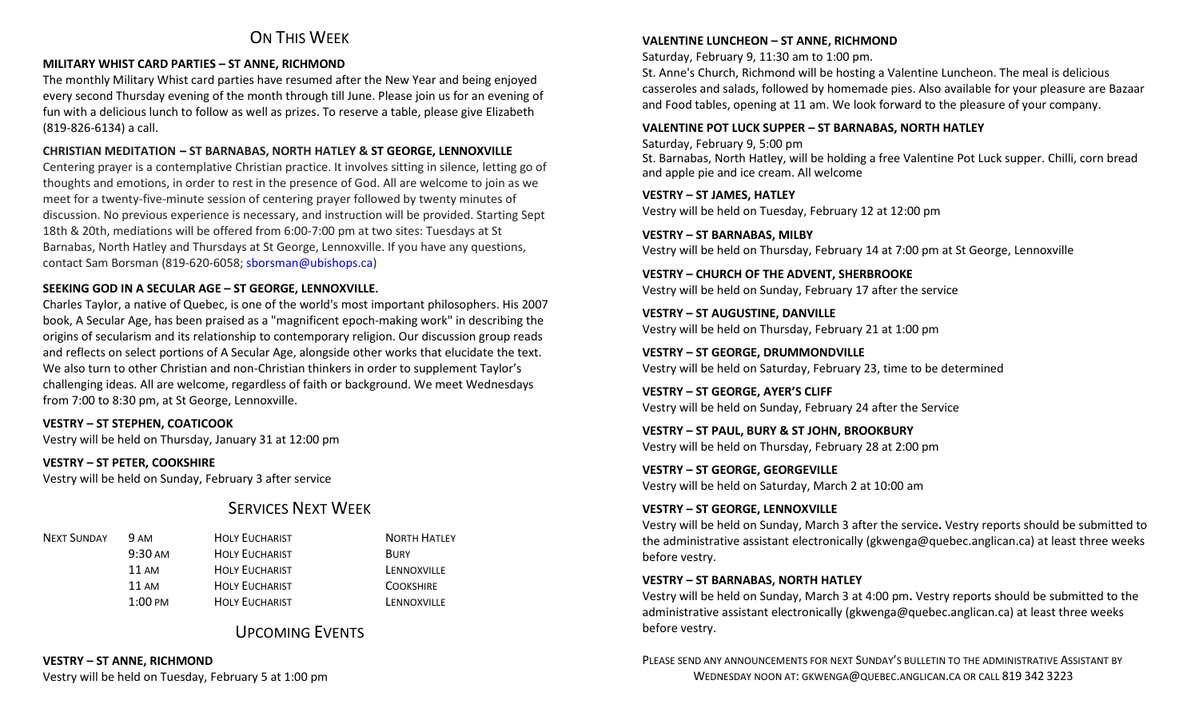## On This Week

### MILITARY WHIST CARD PARTIES – ST ANNE, RICHMOND

The monthly Military Whist card parties have resumed after the New Year and being enjoyed every second Thursday evening of the month through till June. Please join us for an evening of fun with a delicious lunch to follow as well as prizes. To reserve a table, please give Elizabeth (819-826-6134) a call.

### CHRISTIAN MEDITATION – ST BARNABAS, NORTH HATLEY & ST GEORGE, LENNOXVILLE

Centering prayer is a contemplative Christian practice. It involves sitting in silence, letting go of thoughts and emotions, in order to rest in the presence of God. All are welcome to join as we meet for a twenty-five-minute session of centering prayer followed by twenty minutes of discussion. No previous experience is necessary, and instruction will be provided. Starting Sept 18th & 20th, mediations will be offered from 6:00-7:00 pm at two sites: Tuesdays at St Barnabas, North Hatley and Thursdays at St George, Lennoxville. If you have any questions, contact Sam Borsman (819-620-6058; sborsman@ubishops.ca)

### SEEKING GOD IN A SECULAR AGE – ST GEORGE, LENNOXVILLE.

Charles Taylor, a native of Quebec, is one of the world's most important philosophers. His 2007 book, A Secular Age, has been praised as a "magnificent epoch-making work" in describing the origins of secularism and its relationship to contemporary religion. Our discussion group reads and reflects on select portions of A Secular Age, alongside other works that elucidate the text. We also turn to other Christian and non-Christian thinkers in order to supplement Taylor's challenging ideas. All are welcome, regardless of faith or background. We meet Wednesdays from 7:00 to 8:30 pm, at St George, Lennoxville.

### VESTRY – ST STEPHEN, COATICOOK

Vestry will be held on Thursday, January 31 at 12:00 pm

### VESTRY – ST PETER, COOKSHIRE

Vestry will be held on Sunday, February 3 after service

## Services Next Week

| | | | |
|---|---|---|---|
| Next Sunday | 9 am | Holy Eucharist | North Hatley |
| | 9:30 am | Holy Eucharist | Bury |
| | 11 am | Holy Eucharist | Lennoxville |
| | 11 am | Holy Eucharist | Cookshire |
| | 1:00 pm | Holy Eucharist | Lennoxville |

## Upcoming Events

### VESTRY – ST ANNE, RICHMOND

Vestry will be held on Tuesday, February 5 at 1:00 pm

### VALENTINE LUNCHEON – ST ANNE, RICHMOND

Saturday, February 9, 11:30 am to 1:00 pm.

St. Anne's Church, Richmond will be hosting a Valentine Luncheon. The meal is delicious casseroles and salads, followed by homemade pies. Also available for your pleasure are Bazaar and Food tables, opening at 11 am. We look forward to the pleasure of your company.

### VALENTINE POT LUCK SUPPER – ST BARNABAS, NORTH HATLEY

Saturday, February 9, 5:00 pm

St. Barnabas, North Hatley, will be holding a free Valentine Pot Luck supper. Chilli, corn bread and apple pie and ice cream. All welcome

### VESTRY – ST JAMES, HATLEY

Vestry will be held on Tuesday, February 12 at 12:00 pm

### VESTRY – ST BARNABAS, MILBY

Vestry will be held on Thursday, February 14 at 7:00 pm at St George, Lennoxville

### VESTRY – CHURCH OF THE ADVENT, SHERBROOKE

Vestry will be held on Sunday, February 17 after the service

### VESTRY – ST AUGUSTINE, DANVILLE

Vestry will be held on Thursday, February 21 at 1:00 pm

### VESTRY – ST GEORGE, DRUMMONDVILLE

Vestry will be held on Saturday, February 23, time to be determined

### VESTRY – ST GEORGE, AYER'S CLIFF

Vestry will be held on Sunday, February 24 after the Service

### VESTRY – ST PAUL, BURY & ST JOHN, BROOKBURY

Vestry will be held on Thursday, February 28 at 2:00 pm

### VESTRY – ST GEORGE, GEORGEVILLE

Vestry will be held on Saturday, March 2 at 10:00 am

### VESTRY – ST GEORGE, LENNOXVILLE

Vestry will be held on Sunday, March 3 after the service**.** Vestry reports should be submitted to the administrative assistant electronically (gkwenga@quebec.anglican.ca) at least three weeks before vestry.

### VESTRY – ST BARNABAS, NORTH HATLEY

Vestry will be held on Sunday, March 3 at 4:00 pm**.** Vestry reports should be submitted to the administrative assistant electronically (gkwenga@quebec.anglican.ca) at least three weeks before vestry.

PLEASE SEND ANY ANNOUNCEMENTS FOR NEXT SUNDAY'S BULLETIN TO THE ADMINISTRATIVE ASSISTANT BY WEDNESDAY NOON AT: GKWENGA@QUEBEC.ANGLICAN.CA OR CALL 819 342 3223